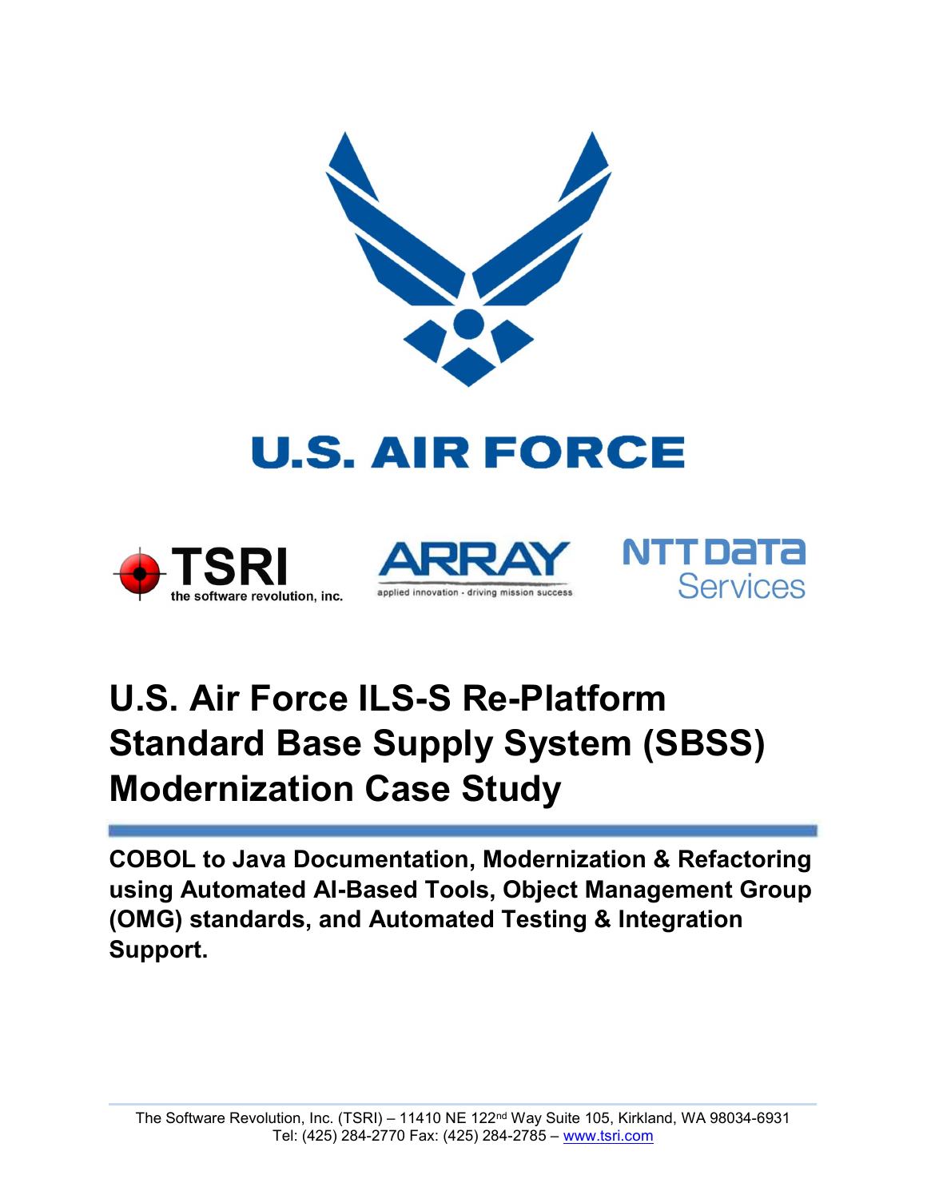U.S. AIR FORCE

TSRI the software revolution, inc.

ARRAY applied innovation · driving mission success

NTT DATA Services

# U.S. Air Force ILS-S Re-Platform Standard Base Supply System (SBSS) Modernization Case Study

**COBOL to Java Documentation, Modernization & Refactoring using Automated AI-Based Tools, Object Management Group (OMG) standards, and Automated Testing & Integration Support.**

The Software Revolution, Inc. (TSRI) – 11410 NE 122nd Way Suite 105, Kirkland, WA 98034-6931
Tel: (425) 284-2770 Fax: (425) 284-2785 – www.tsri.com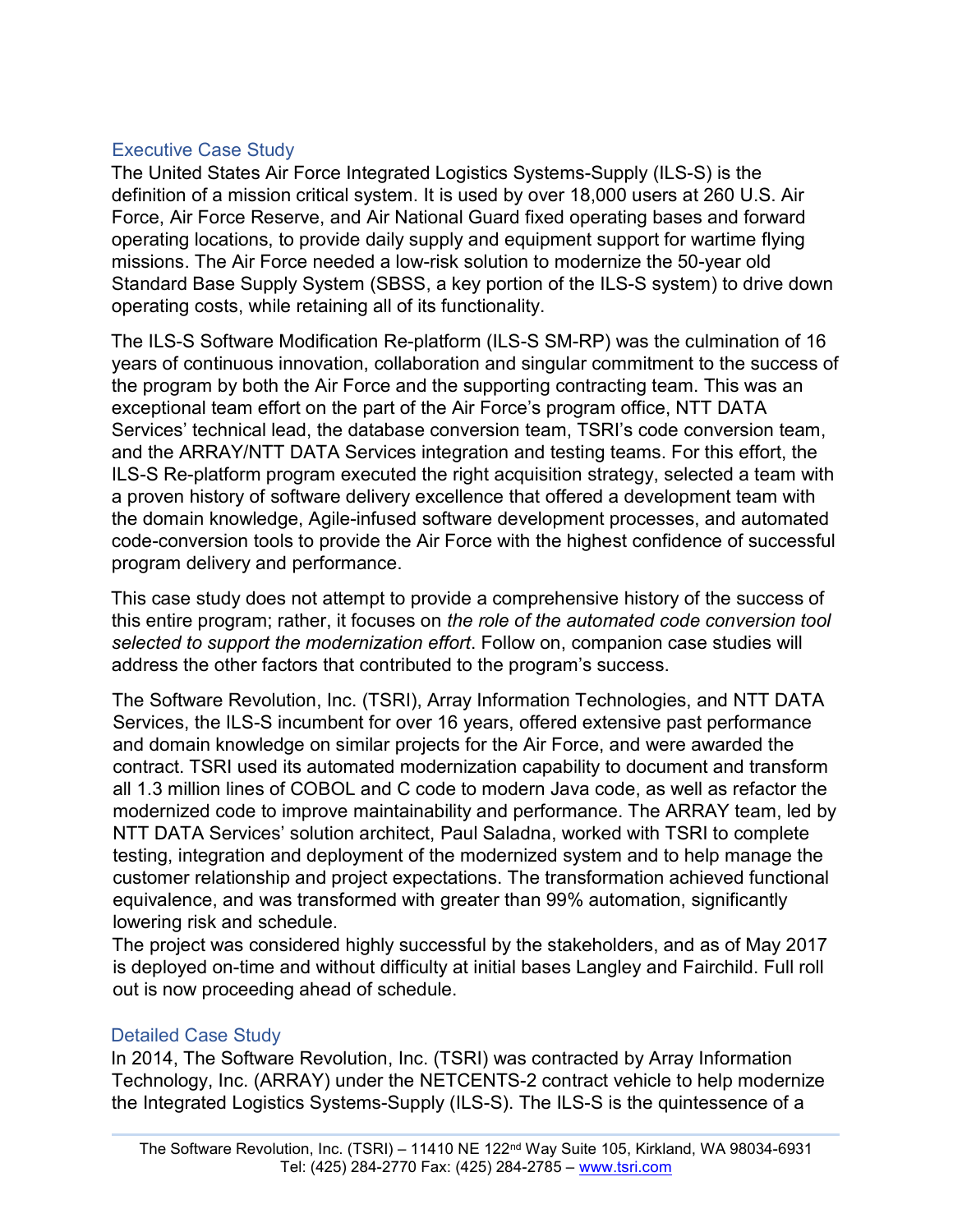## Executive Case Study

The United States Air Force Integrated Logistics Systems-Supply (ILS-S) is the definition of a mission critical system. It is used by over 18,000 users at 260 U.S. Air Force, Air Force Reserve, and Air National Guard fixed operating bases and forward operating locations, to provide daily supply and equipment support for wartime flying missions. The Air Force needed a low-risk solution to modernize the 50-year old Standard Base Supply System (SBSS, a key portion of the ILS-S system) to drive down operating costs, while retaining all of its functionality.

The ILS-S Software Modification Re-platform (ILS-S SM-RP) was the culmination of 16 years of continuous innovation, collaboration and singular commitment to the success of the program by both the Air Force and the supporting contracting team. This was an exceptional team effort on the part of the Air Force's program office, NTT DATA Services' technical lead, the database conversion team, TSRI's code conversion team, and the ARRAY/NTT DATA Services integration and testing teams. For this effort, the ILS-S Re-platform program executed the right acquisition strategy, selected a team with a proven history of software delivery excellence that offered a development team with the domain knowledge, Agile-infused software development processes, and automated code-conversion tools to provide the Air Force with the highest confidence of successful program delivery and performance.

This case study does not attempt to provide a comprehensive history of the success of this entire program; rather, it focuses on *the role of the automated code conversion tool selected to support the modernization effort*. Follow on, companion case studies will address the other factors that contributed to the program's success.

The Software Revolution, Inc. (TSRI), Array Information Technologies, and NTT DATA Services, the ILS-S incumbent for over 16 years, offered extensive past performance and domain knowledge on similar projects for the Air Force, and were awarded the contract. TSRI used its automated modernization capability to document and transform all 1.3 million lines of COBOL and C code to modern Java code, as well as refactor the modernized code to improve maintainability and performance. The ARRAY team, led by NTT DATA Services' solution architect, Paul Saladna, worked with TSRI to complete testing, integration and deployment of the modernized system and to help manage the customer relationship and project expectations. The transformation achieved functional equivalence, and was transformed with greater than 99% automation, significantly lowering risk and schedule.

The project was considered highly successful by the stakeholders, and as of May 2017 is deployed on-time and without difficulty at initial bases Langley and Fairchild. Full roll out is now proceeding ahead of schedule.

## Detailed Case Study

In 2014, The Software Revolution, Inc. (TSRI) was contracted by Array Information Technology, Inc. (ARRAY) under the NETCENTS-2 contract vehicle to help modernize the Integrated Logistics Systems-Supply (ILS-S). The ILS-S is the quintessence of a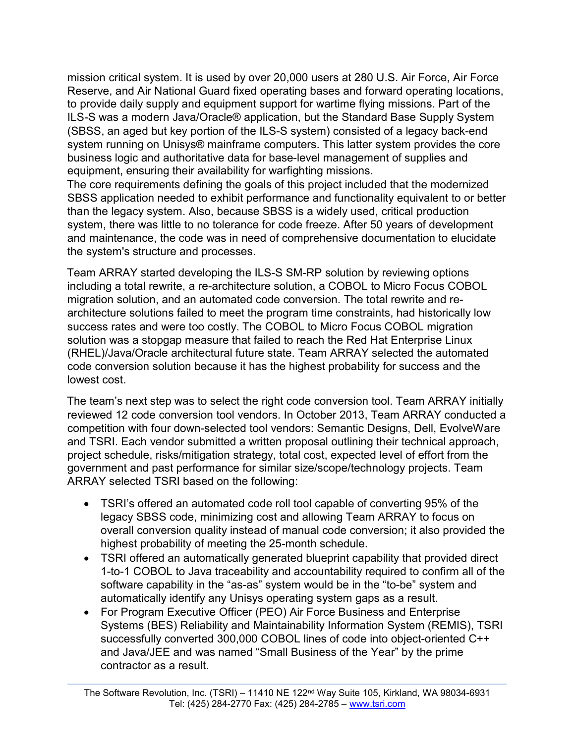mission critical system. It is used by over 20,000 users at 280 U.S. Air Force, Air Force Reserve, and Air National Guard fixed operating bases and forward operating locations, to provide daily supply and equipment support for wartime flying missions. Part of the ILS-S was a modern Java/Oracle® application, but the Standard Base Supply System (SBSS, an aged but key portion of the ILS-S system) consisted of a legacy back-end system running on Unisys® mainframe computers. This latter system provides the core business logic and authoritative data for base-level management of supplies and equipment, ensuring their availability for warfighting missions.
The core requirements defining the goals of this project included that the modernized SBSS application needed to exhibit performance and functionality equivalent to or better than the legacy system. Also, because SBSS is a widely used, critical production system, there was little to no tolerance for code freeze. After 50 years of development and maintenance, the code was in need of comprehensive documentation to elucidate the system's structure and processes.

Team ARRAY started developing the ILS-S SM-RP solution by reviewing options including a total rewrite, a re-architecture solution, a COBOL to Micro Focus COBOL migration solution, and an automated code conversion. The total rewrite and re-architecture solutions failed to meet the program time constraints, had historically low success rates and were too costly. The COBOL to Micro Focus COBOL migration solution was a stopgap measure that failed to reach the Red Hat Enterprise Linux (RHEL)/Java/Oracle architectural future state. Team ARRAY selected the automated code conversion solution because it has the highest probability for success and the lowest cost.

The team's next step was to select the right code conversion tool. Team ARRAY initially reviewed 12 code conversion tool vendors. In October 2013, Team ARRAY conducted a competition with four down-selected tool vendors: Semantic Designs, Dell, EvolveWare and TSRI. Each vendor submitted a written proposal outlining their technical approach, project schedule, risks/mitigation strategy, total cost, expected level of effort from the government and past performance for similar size/scope/technology projects. Team ARRAY selected TSRI based on the following:

- TSRI's offered an automated code roll tool capable of converting 95% of the legacy SBSS code, minimizing cost and allowing Team ARRAY to focus on overall conversion quality instead of manual code conversion; it also provided the highest probability of meeting the 25-month schedule.
- TSRI offered an automatically generated blueprint capability that provided direct 1-to-1 COBOL to Java traceability and accountability required to confirm all of the software capability in the "as-as" system would be in the "to-be" system and automatically identify any Unisys operating system gaps as a result.
- For Program Executive Officer (PEO) Air Force Business and Enterprise Systems (BES) Reliability and Maintainability Information System (REMIS), TSRI successfully converted 300,000 COBOL lines of code into object-oriented C++ and Java/JEE and was named "Small Business of the Year" by the prime contractor as a result.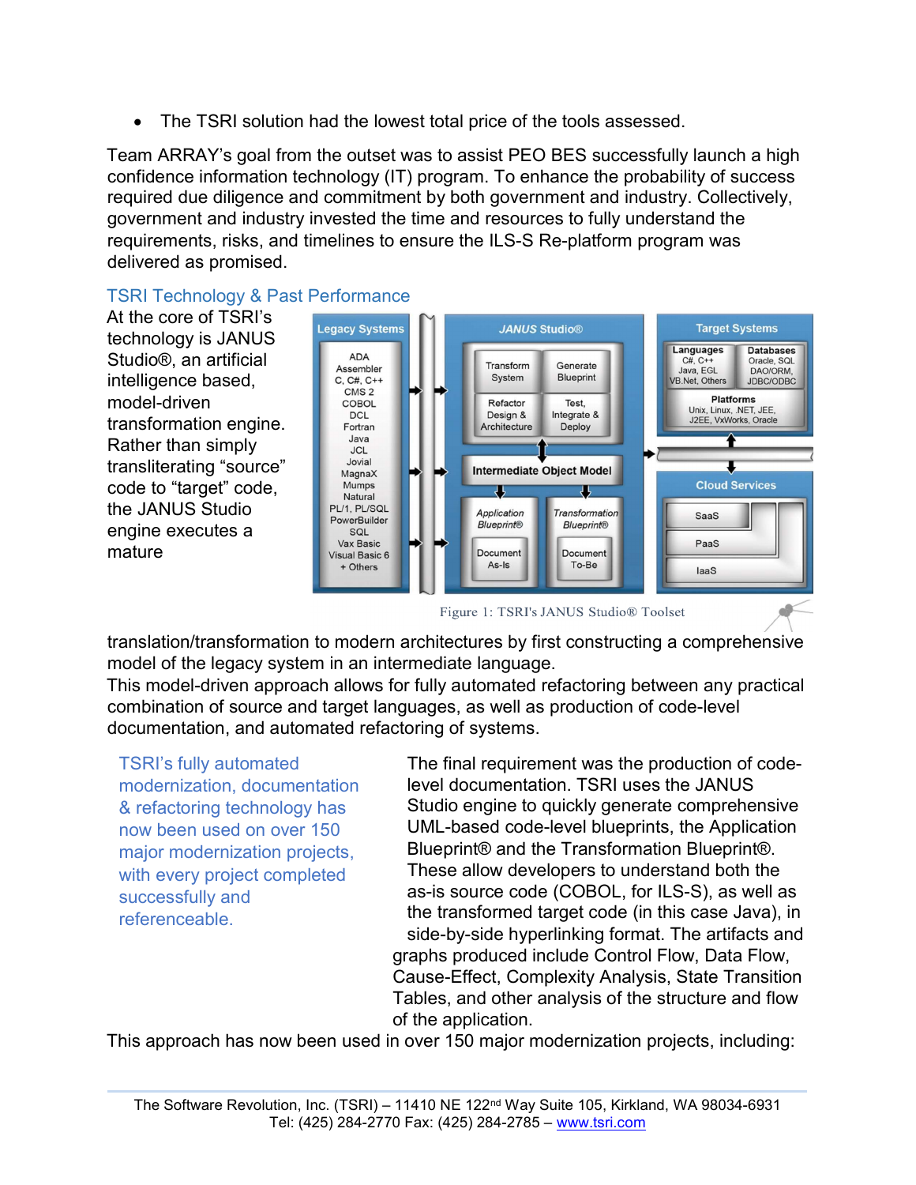- The TSRI solution had the lowest total price of the tools assessed.

Team ARRAY's goal from the outset was to assist PEO BES successfully launch a high confidence information technology (IT) program. To enhance the probability of success required due diligence and commitment by both government and industry. Collectively, government and industry invested the time and resources to fully understand the requirements, risks, and timelines to ensure the ILS-S Re-platform program was delivered as promised.

## TSRI Technology & Past Performance

At the core of TSRI's technology is JANUS Studio®, an artificial intelligence based, model-driven transformation engine. Rather than simply transliterating "source" code to "target" code, the JANUS Studio engine executes a mature translation/transformation to modern architectures by first constructing a comprehensive model of the legacy system in an intermediate language.

Figure 1: TSRI's JANUS Studio® Toolset

This model-driven approach allows for fully automated refactoring between any practical combination of source and target languages, as well as production of code-level documentation, and automated refactoring of systems.

> TSRI's fully automated modernization, documentation & refactoring technology has now been used on over 150 major modernization projects, with every project completed successfully and referenceable.

The final requirement was the production of code-level documentation. TSRI uses the JANUS Studio engine to quickly generate comprehensive UML-based code-level blueprints, the Application Blueprint® and the Transformation Blueprint®. These allow developers to understand both the as-is source code (COBOL, for ILS-S), as well as the transformed target code (in this case Java), in side-by-side hyperlinking format. The artifacts and graphs produced include Control Flow, Data Flow, Cause-Effect, Complexity Analysis, State Transition Tables, and other analysis of the structure and flow of the application.

This approach has now been used in over 150 major modernization projects, including: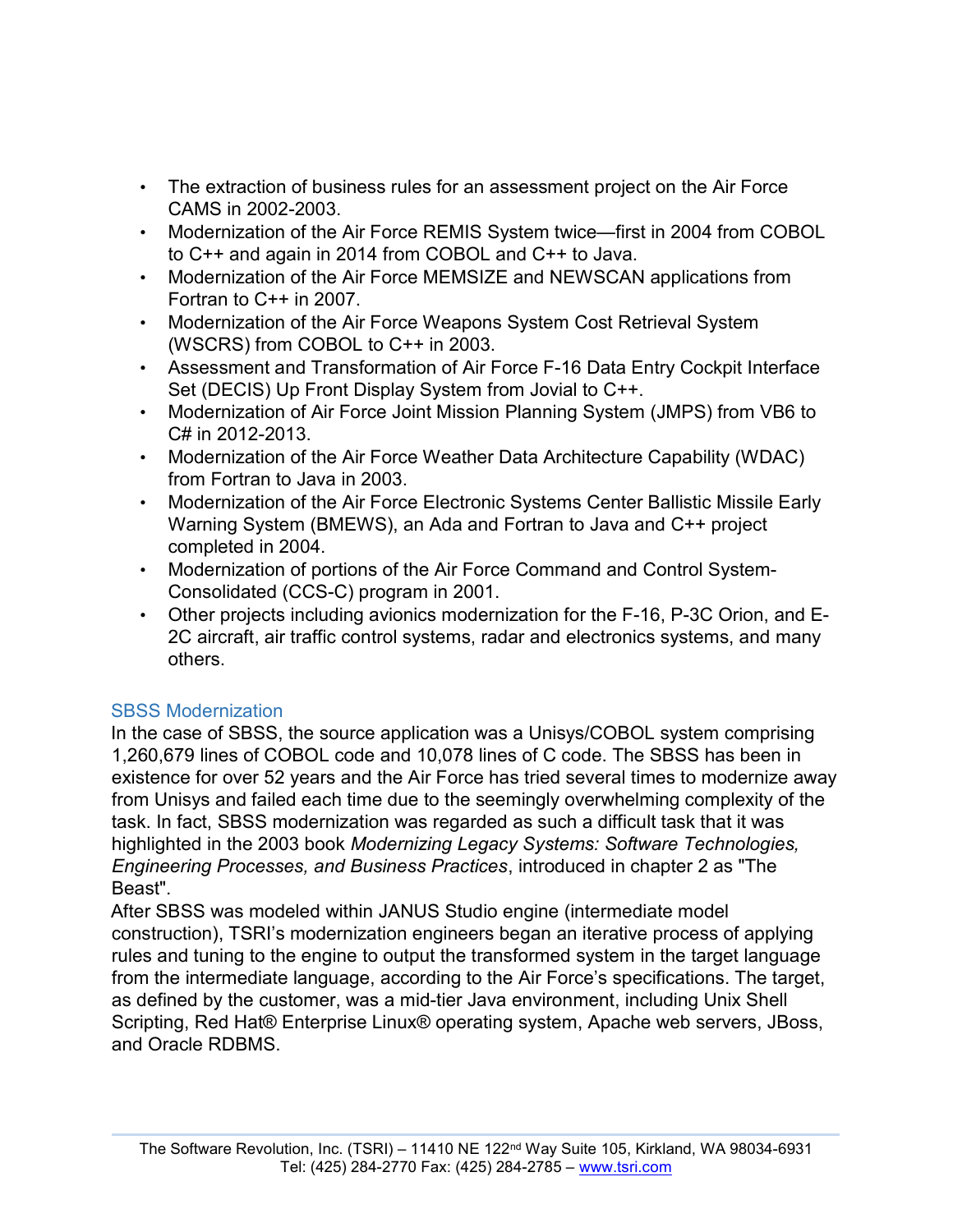- The extraction of business rules for an assessment project on the Air Force CAMS in 2002-2003.
- Modernization of the Air Force REMIS System twice—first in 2004 from COBOL to C++ and again in 2014 from COBOL and C++ to Java.
- Modernization of the Air Force MEMSIZE and NEWSCAN applications from Fortran to C++ in 2007.
- Modernization of the Air Force Weapons System Cost Retrieval System (WSCRS) from COBOL to C++ in 2003.
- Assessment and Transformation of Air Force F-16 Data Entry Cockpit Interface Set (DECIS) Up Front Display System from Jovial to C++.
- Modernization of Air Force Joint Mission Planning System (JMPS) from VB6 to C# in 2012-2013.
- Modernization of the Air Force Weather Data Architecture Capability (WDAC) from Fortran to Java in 2003.
- Modernization of the Air Force Electronic Systems Center Ballistic Missile Early Warning System (BMEWS), an Ada and Fortran to Java and C++ project completed in 2004.
- Modernization of portions of the Air Force Command and Control System-Consolidated (CCS-C) program in 2001.
- Other projects including avionics modernization for the F-16, P-3C Orion, and E-2C aircraft, air traffic control systems, radar and electronics systems, and many others.

## SBSS Modernization

In the case of SBSS, the source application was a Unisys/COBOL system comprising 1,260,679 lines of COBOL code and 10,078 lines of C code. The SBSS has been in existence for over 52 years and the Air Force has tried several times to modernize away from Unisys and failed each time due to the seemingly overwhelming complexity of the task. In fact, SBSS modernization was regarded as such a difficult task that it was highlighted in the 2003 book *Modernizing Legacy Systems: Software Technologies, Engineering Processes, and Business Practices*, introduced in chapter 2 as "The Beast".

After SBSS was modeled within JANUS Studio engine (intermediate model construction), TSRI's modernization engineers began an iterative process of applying rules and tuning to the engine to output the transformed system in the target language from the intermediate language, according to the Air Force's specifications. The target, as defined by the customer, was a mid-tier Java environment, including Unix Shell Scripting, Red Hat® Enterprise Linux® operating system, Apache web servers, JBoss, and Oracle RDBMS.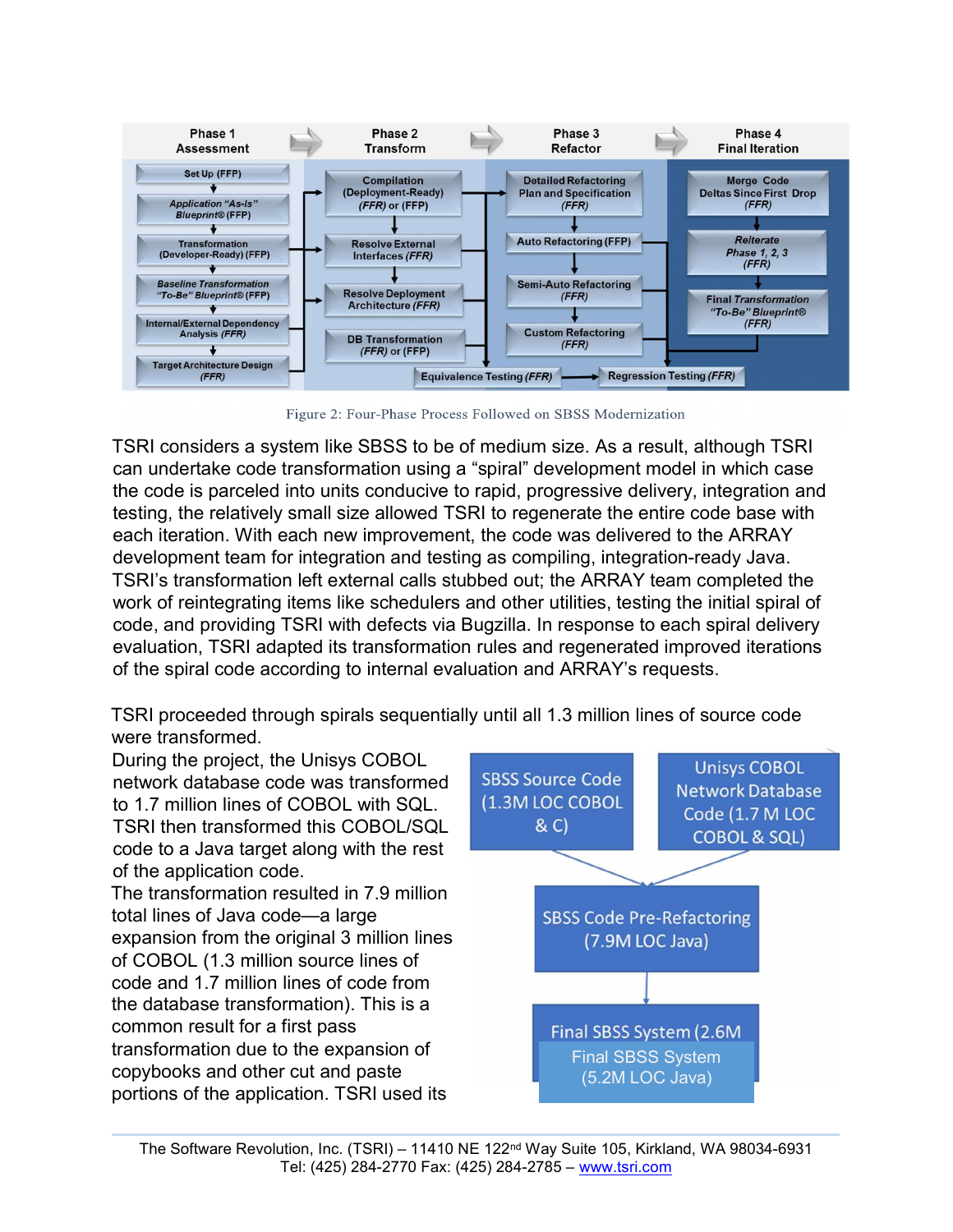Figure 2: Four-Phase Process Followed on SBSS Modernization

TSRI considers a system like SBSS to be of medium size. As a result, although TSRI can undertake code transformation using a “spiral” development model in which case the code is parceled into units conducive to rapid, progressive delivery, integration and testing, the relatively small size allowed TSRI to regenerate the entire code base with each iteration. With each new improvement, the code was delivered to the ARRAY development team for integration and testing as compiling, integration-ready Java. TSRI’s transformation left external calls stubbed out; the ARRAY team completed the work of reintegrating items like schedulers and other utilities, testing the initial spiral of code, and providing TSRI with defects via Bugzilla. In response to each spiral delivery evaluation, TSRI adapted its transformation rules and regenerated improved iterations of the spiral code according to internal evaluation and ARRAY’s requests.

TSRI proceeded through spirals sequentially until all 1.3 million lines of source code were transformed.

During the project, the Unisys COBOL network database code was transformed to 1.7 million lines of COBOL with SQL. TSRI then transformed this COBOL/SQL code to a Java target along with the rest of the application code.

The transformation resulted in 7.9 million total lines of Java code—a large expansion from the original 3 million lines of COBOL (1.3 million source lines of code and 1.7 million lines of code from the database transformation). This is a common result for a first pass transformation due to the expansion of copybooks and other cut and paste portions of the application. TSRI used its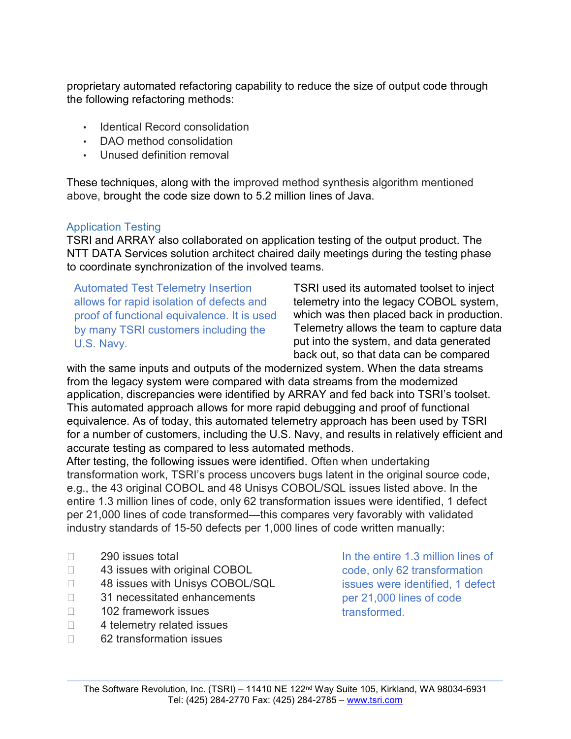proprietary automated refactoring capability to reduce the size of output code through the following refactoring methods:

- Identical Record consolidation
- DAO method consolidation
- Unused definition removal

These techniques, along with the improved method synthesis algorithm mentioned above, brought the code size down to 5.2 million lines of Java.

## Application Testing

TSRI and ARRAY also collaborated on application testing of the output product. The NTT DATA Services solution architect chaired daily meetings during the testing phase to coordinate synchronization of the involved teams.

> Automated Test Telemetry Insertion allows for rapid isolation of defects and proof of functional equivalence. It is used by many TSRI customers including the U.S. Navy.

TSRI used its automated toolset to inject telemetry into the legacy COBOL system, which was then placed back in production. Telemetry allows the team to capture data put into the system, and data generated back out, so that data can be compared with the same inputs and outputs of the modernized system. When the data streams from the legacy system were compared with data streams from the modernized application, discrepancies were identified by ARRAY and fed back into TSRI's toolset. This automated approach allows for more rapid debugging and proof of functional equivalence. As of today, this automated telemetry approach has been used by TSRI for a number of customers, including the U.S. Navy, and results in relatively efficient and accurate testing as compared to less automated methods.

After testing, the following issues were identified. Often when undertaking transformation work, TSRI's process uncovers bugs latent in the original source code, e.g., the 43 original COBOL and 48 Unisys COBOL/SQL issues listed above. In the entire 1.3 million lines of code, only 62 transformation issues were identified, 1 defect per 21,000 lines of code transformed—this compares very favorably with validated industry standards of 15-50 defects per 1,000 lines of code written manually:

- 290 issues total
- 43 issues with original COBOL
- 48 issues with Unisys COBOL/SQL
- 31 necessitated enhancements
- 102 framework issues
- 4 telemetry related issues
- 62 transformation issues

> In the entire 1.3 million lines of code, only 62 transformation issues were identified, 1 defect per 21,000 lines of code transformed.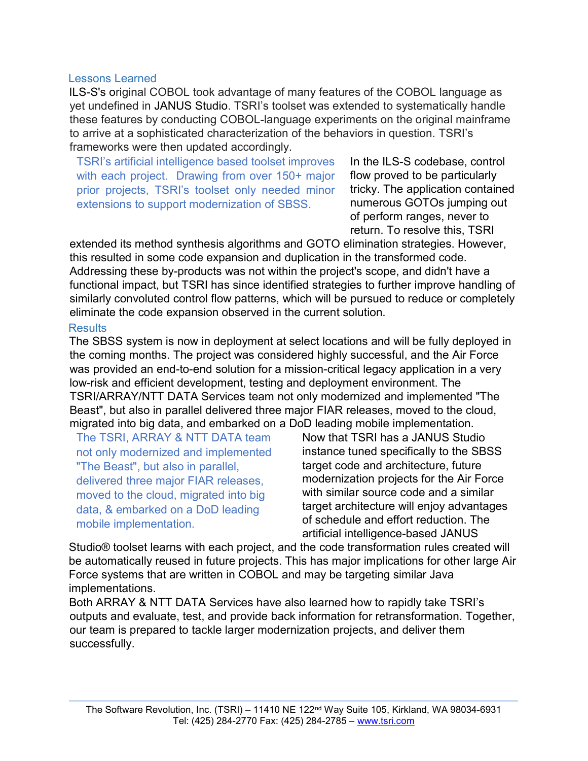## Lessons Learned

ILS-S's original COBOL took advantage of many features of the COBOL language as yet undefined in JANUS Studio. TSRI's toolset was extended to systematically handle these features by conducting COBOL-language experiments on the original mainframe to arrive at a sophisticated characterization of the behaviors in question. TSRI's frameworks were then updated accordingly.

> TSRI's artificial intelligence based toolset improves with each project. Drawing from over 150+ major prior projects, TSRI's toolset only needed minor extensions to support modernization of SBSS.

In the ILS-S codebase, control flow proved to be particularly tricky. The application contained numerous GOTOs jumping out of perform ranges, never to return. To resolve this, TSRI extended its method synthesis algorithms and GOTO elimination strategies. However, this resulted in some code expansion and duplication in the transformed code. Addressing these by-products was not within the project's scope, and didn't have a functional impact, but TSRI has since identified strategies to further improve handling of similarly convoluted control flow patterns, which will be pursued to reduce or completely eliminate the code expansion observed in the current solution.

## Results

The SBSS system is now in deployment at select locations and will be fully deployed in the coming months. The project was considered highly successful, and the Air Force was provided an end-to-end solution for a mission-critical legacy application in a very low-risk and efficient development, testing and deployment environment. The TSRI/ARRAY/NTT DATA Services team not only modernized and implemented "The Beast", but also in parallel delivered three major FIAR releases, moved to the cloud, migrated into big data, and embarked on a DoD leading mobile implementation.

> The TSRI, ARRAY & NTT DATA team not only modernized and implemented "The Beast", but also in parallel, delivered three major FIAR releases, moved to the cloud, migrated into big data, & embarked on a DoD leading mobile implementation.

Now that TSRI has a JANUS Studio instance tuned specifically to the SBSS target code and architecture, future modernization projects for the Air Force with similar source code and a similar target architecture will enjoy advantages of schedule and effort reduction. The artificial intelligence-based JANUS Studio® toolset learns with each project, and the code transformation rules created will be automatically reused in future projects. This has major implications for other large Air Force systems that are written in COBOL and may be targeting similar Java implementations.

Both ARRAY & NTT DATA Services have also learned how to rapidly take TSRI's outputs and evaluate, test, and provide back information for retransformation. Together, our team is prepared to tackle larger modernization projects, and deliver them successfully.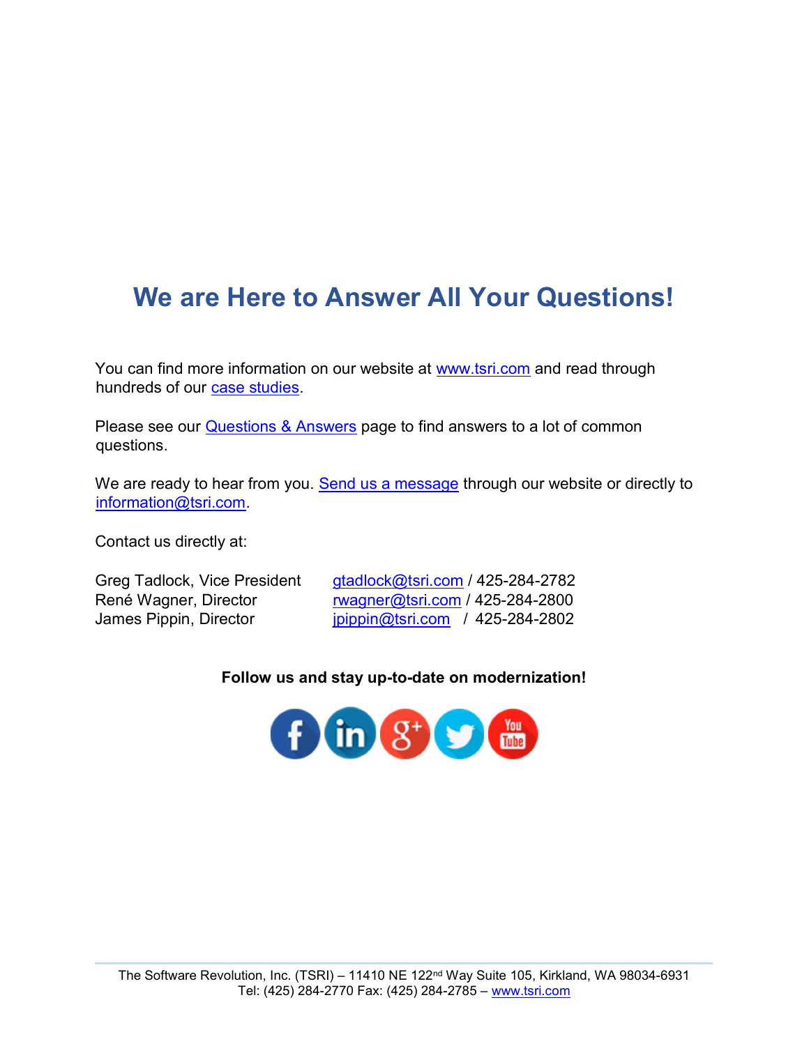# We are Here to Answer All Your Questions!

You can find more information on our website at www.tsri.com and read through hundreds of our case studies.

Please see our Questions & Answers page to find answers to a lot of common questions.

We are ready to hear from you. Send us a message through our website or directly to information@tsri.com.

Contact us directly at:

| | |
|---|---|
| Greg Tadlock, Vice President | gtadlock@tsri.com / 425-284-2782 |
| René Wagner, Director | rwagner@tsri.com / 425-284-2800 |
| James Pippin, Director | jpippin@tsri.com / 425-284-2802 |

**Follow us and stay up-to-date on modernization!**

The Software Revolution, Inc. (TSRI) – 11410 NE 122nd Way Suite 105, Kirkland, WA 98034-6931
Tel: (425) 284-2770 Fax: (425) 284-2785 – www.tsri.com